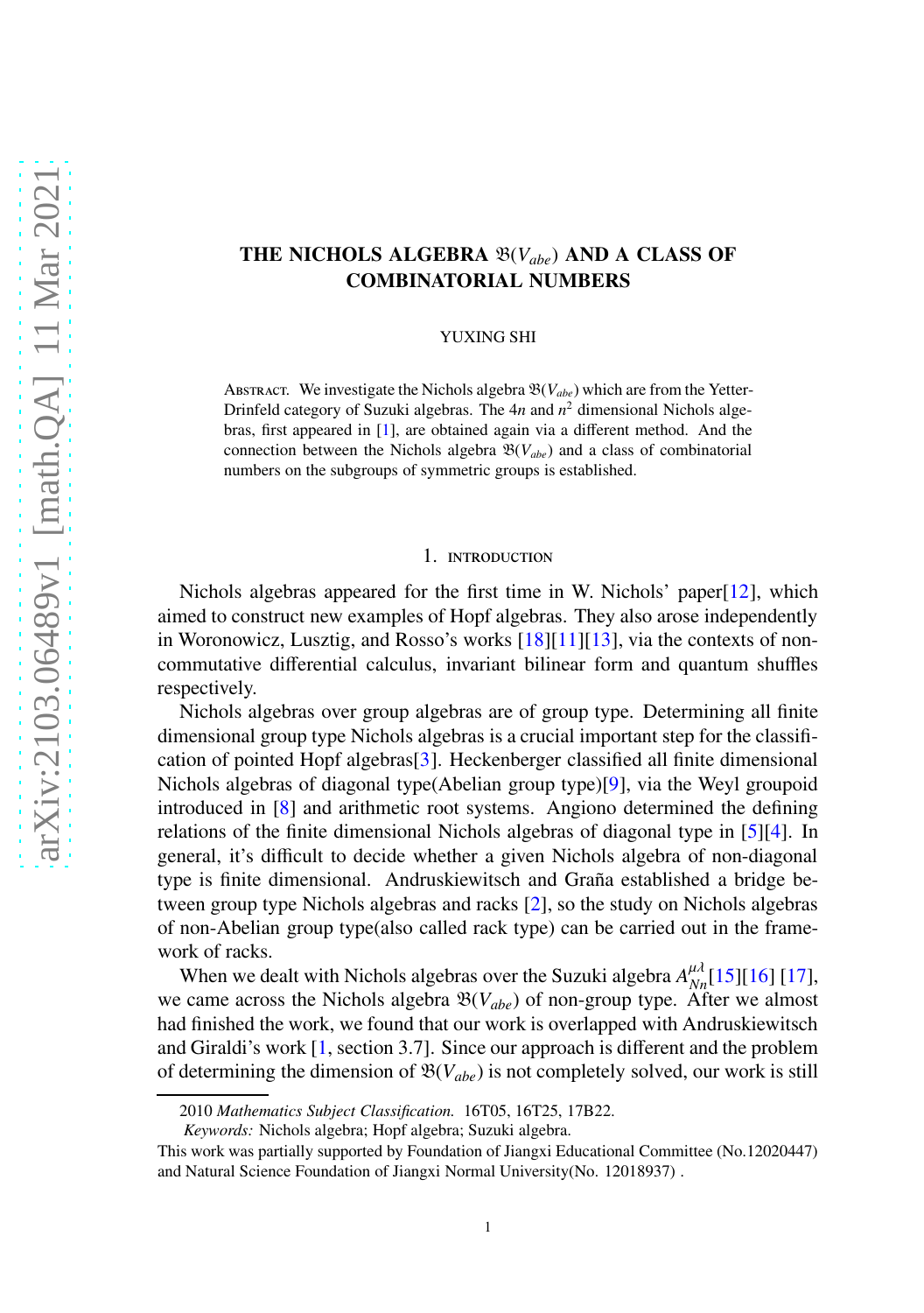# THE NICHOLS ALGEBRA $\mathfrak{B}(V_{abe})$ AND A CLASS OF COMBINATORIAL NUMBERS

YUXING SHI

Abstract. We investigate the Nichols algebra $\mathfrak{B}(V_{abe})$ which are from the Yetter-Drinfeld category of Suzuki algebras. The $4n$ and $n^2$ dimensional Nichols algebras, first appeared in [1], are obtained again via a different method. And the connection between the Nichols algebra $\mathfrak{B}(V_{abe})$ and a class of combinatorial numbers on the subgroups of symmetric groups is established.

## 1. Introduction

Nichols algebras appeared for the first time in W. Nichols' paper[12], which aimed to construct new examples of Hopf algebras. They also arose independently in Woronowicz, Lusztig, and Rosso's works [18][11][13], via the contexts of non-commutative differential calculus, invariant bilinear form and quantum shuffles respectively.

Nichols algebras over group algebras are of group type. Determining all finite dimensional group type Nichols algebras is a crucial important step for the classification of pointed Hopf algebras[3]. Heckenberger classified all finite dimensional Nichols algebras of diagonal type(Abelian group type)[9], via the Weyl groupoid introduced in [8] and arithmetic root systems. Angiono determined the defining relations of the finite dimensional Nichols algebras of diagonal type in [5][4]. In general, it's difficult to decide whether a given Nichols algebra of non-diagonal type is finite dimensional. Andruskiewitsch and Graña established a bridge between group type Nichols algebras and racks [2], so the study on Nichols algebras of non-Abelian group type(also called rack type) can be carried out in the framework of racks.

When we dealt with Nichols algebras over the Suzuki algebra $A_{Nn}^{\mu\lambda}$[15][16] [17], we came across the Nichols algebra $\mathfrak{B}(V_{abe})$ of non-group type. After we almost had finished the work, we found that our work is overlapped with Andruskiewitsch and Giraldi's work [1, section 3.7]. Since our approach is different and the problem of determining the dimension of $\mathfrak{B}(V_{abe})$ is not completely solved, our work is still

---

2010 *Mathematics Subject Classification.* 16T05, 16T25, 17B22.

*Keywords:* Nichols algebra; Hopf algebra; Suzuki algebra.

This work was partially supported by Foundation of Jiangxi Educational Committee (No.12020447) and Natural Science Foundation of Jiangxi Normal University(No. 12018937) .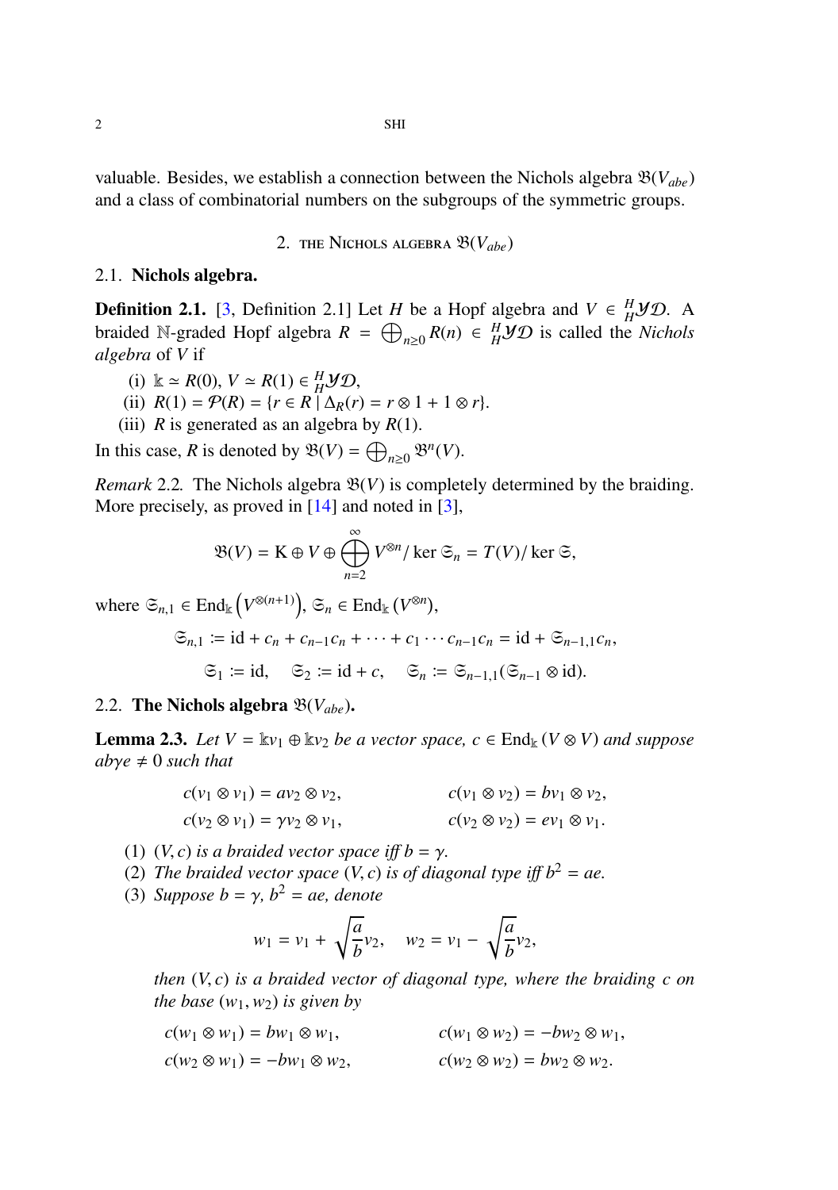valuable. Besides, we establish a connection between the Nichols algebra $\mathfrak{B}(V_{abe})$ and a class of combinatorial numbers on the subgroups of the symmetric groups.

## 2. The Nichols algebra $\mathfrak{B}(V_{abe})$

### 2.1. Nichols algebra.

**Definition 2.1.** [3, Definition 2.1] Let $H$ be a Hopf algebra and $V \in {}^H_H\mathcal{YD}$. A braided $\mathbb{N}$-graded Hopf algebra $R = \bigoplus_{n\geq 0} R(n) \in {}^H_H\mathcal{YD}$ is called the *Nichols algebra* of $V$ if

(i) $\Bbbk \simeq R(0)$, $V \simeq R(1) \in {}^H_H\mathcal{YD}$,

(ii) $R(1) = \mathcal{P}(R) = \{r \in R \mid \Delta_R(r) = r \otimes 1 + 1 \otimes r\}$.

(iii) $R$ is generated as an algebra by $R(1)$.

In this case, $R$ is denoted by $\mathfrak{B}(V) = \bigoplus_{n\geq 0} \mathfrak{B}^n(V)$.

*Remark* 2.2. The Nichols algebra $\mathfrak{B}(V)$ is completely determined by the braiding. More precisely, as proved in [14] and noted in [3],

$$\mathfrak{B}(V) = \mathrm{K} \oplus V \oplus \bigoplus_{n=2}^{\infty} V^{\otimes n}/\ker \mathfrak{S}_n = T(V)/\ker \mathfrak{S},$$

where $\mathfrak{S}_{n,1} \in \mathrm{End}_{\Bbbk}\left(V^{\otimes(n+1)}\right)$, $\mathfrak{S}_n \in \mathrm{End}_{\Bbbk}\left(V^{\otimes n}\right)$,

$$\mathfrak{S}_{n,1} := \mathrm{id} + c_n + c_{n-1}c_n + \cdots + c_1 \cdots c_{n-1}c_n = \mathrm{id} + \mathfrak{S}_{n-1,1}c_n,$$

$$\mathfrak{S}_1 := \mathrm{id}, \quad \mathfrak{S}_2 := \mathrm{id} + c, \quad \mathfrak{S}_n := \mathfrak{S}_{n-1,1}(\mathfrak{S}_{n-1} \otimes \mathrm{id}).$$

### 2.2. The Nichols algebra $\mathfrak{B}(V_{abe})$.

**Lemma 2.3.** *Let $V = \Bbbk v_1 \oplus \Bbbk v_2$ be a vector space, $c \in \mathrm{End}_{\Bbbk}(V \otimes V)$ and suppose $ab\gamma e \neq 0$ such that*

$$c(v_1 \otimes v_1) = av_2 \otimes v_2, \qquad c(v_1 \otimes v_2) = bv_1 \otimes v_2,$$
$$c(v_2 \otimes v_1) = \gamma v_2 \otimes v_1, \qquad c(v_2 \otimes v_2) = ev_1 \otimes v_1.$$

(1) *$(V, c)$ is a braided vector space iff $b = \gamma$.*

(2) *The braided vector space $(V, c)$ is of diagonal type iff $b^2 = ae$.*

(3) *Suppose $b = \gamma$, $b^2 = ae$, denote*

$$w_1 = v_1 + \sqrt{\frac{a}{b}}v_2, \quad w_2 = v_1 - \sqrt{\frac{a}{b}}v_2,$$

*then $(V, c)$ is a braided vector of diagonal type, where the braiding $c$ on the base $(w_1, w_2)$ is given by*

$$c(w_1 \otimes w_1) = bw_1 \otimes w_1, \qquad c(w_1 \otimes w_2) = -bw_2 \otimes w_1,$$
$$c(w_2 \otimes w_1) = -bw_1 \otimes w_2, \qquad c(w_2 \otimes w_2) = bw_2 \otimes w_2.$$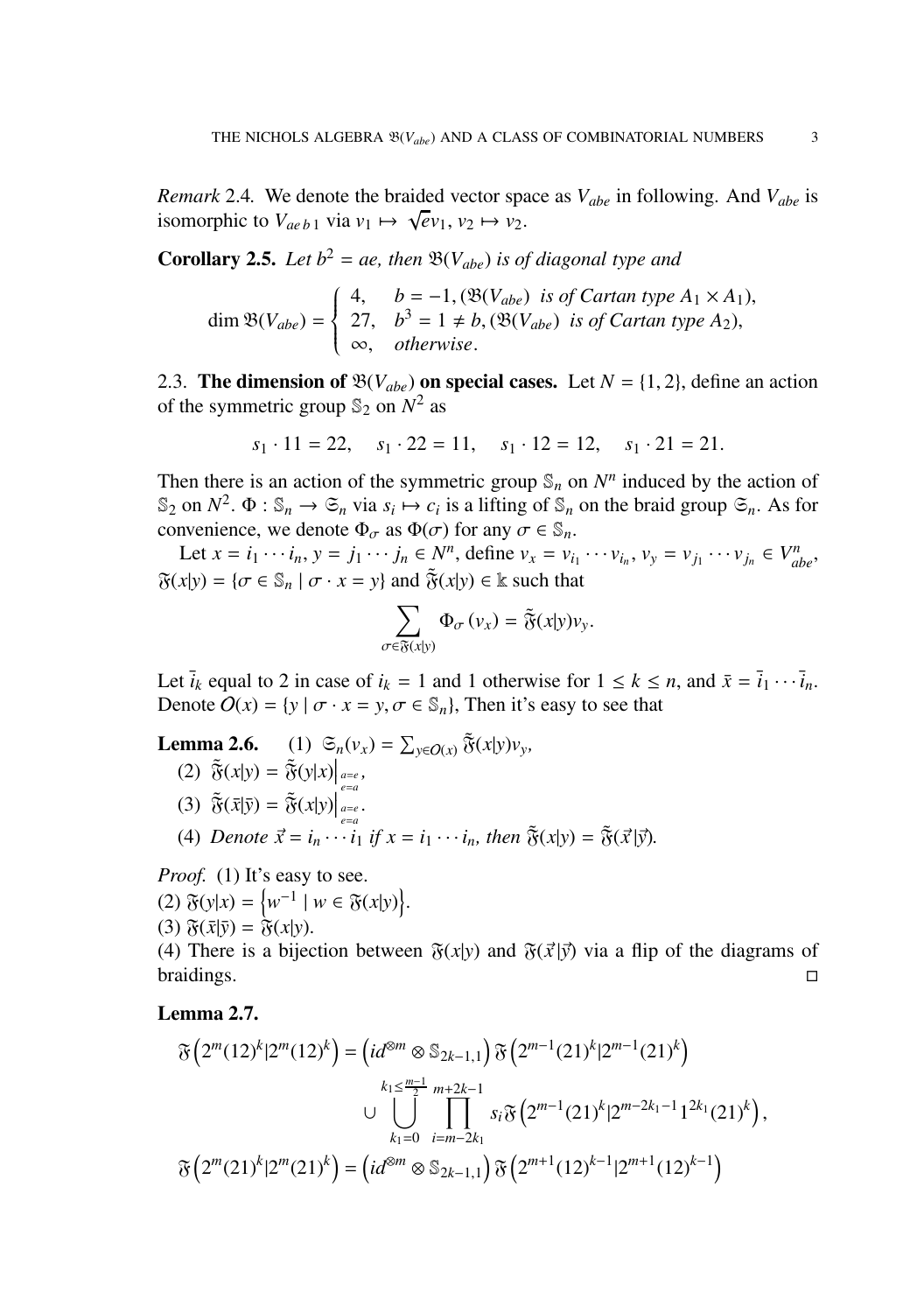*Remark* 2.4. We denote the braided vector space as $V_{abe}$ in following. And $V_{abe}$ is isomorphic to $V_{ae\,b\,1}$ via $v_1 \mapsto \sqrt{e}v_1$, $v_2 \mapsto v_2$.

**Corollary 2.5.** *Let $b^2 = ae$, then $\mathfrak{B}(V_{abe})$ is of diagonal type and*

$$\dim \mathfrak{B}(V_{abe}) = \begin{cases} 4, & b = -1, (\mathfrak{B}(V_{abe}) \text{ is of Cartan type } A_1 \times A_1), \\ 27, & b^3 = 1 \neq b, (\mathfrak{B}(V_{abe}) \text{ is of Cartan type } A_2), \\ \infty, & \text{otherwise}. \end{cases}$$

2.3. **The dimension of $\mathfrak{B}(V_{abe})$ on special cases.** Let $N = \{1, 2\}$, define an action of the symmetric group $\mathbb{S}_2$ on $N^2$ as

$$s_1 \cdot 11 = 22, \quad s_1 \cdot 22 = 11, \quad s_1 \cdot 12 = 12, \quad s_1 \cdot 21 = 21.$$

Then there is an action of the symmetric group $\mathbb{S}_n$ on $N^n$ induced by the action of $\mathbb{S}_2$ on $N^2$. $\Phi : \mathbb{S}_n \to \mathfrak{S}_n$ via $s_i \mapsto c_i$ is a lifting of $\mathbb{S}_n$ on the braid group $\mathfrak{S}_n$. As for convenience, we denote $\Phi_\sigma$ as $\Phi(\sigma)$ for any $\sigma \in \mathbb{S}_n$.

Let $x = i_1 \cdots i_n$, $y = j_1 \cdots j_n \in N^n$, define $v_x = v_{i_1} \cdots v_{i_n}$, $v_y = v_{j_1} \cdots v_{j_n} \in V_{abe}^n$, $\mathfrak{F}(x|y) = \{\sigma \in \mathbb{S}_n \mid \sigma \cdot x = y\}$ and $\tilde{\mathfrak{F}}(x|y) \in \mathbb{k}$ such that

$$\sum_{\sigma \in \mathfrak{F}(x|y)} \Phi_\sigma (v_x) = \tilde{\mathfrak{F}}(x|y) v_y.$$

Let $\bar{i}_k$ equal to 2 in case of $i_k = 1$ and 1 otherwise for $1 \leq k \leq n$, and $\bar{x} = \bar{i}_1 \cdots \bar{i}_n$. Denote $O(x) = \{y \mid \sigma \cdot x = y, \sigma \in \mathbb{S}_n\}$, Then it's easy to see that

**Lemma 2.6.** (1) $\mathfrak{S}_n(v_x) = \sum_{y \in O(x)} \tilde{\mathfrak{F}}(x|y) v_y$,

(2) $\tilde{\mathfrak{F}}(x|y) = \tilde{\mathfrak{F}}(y|x)\Big|_{\substack{a=e \\ e=a}}$,

(3) $\tilde{\mathfrak{F}}(\bar{x}|\bar{y}) = \tilde{\mathfrak{F}}(x|y)\Big|_{\substack{a=e \\ e=a}}$.

(4) *Denote $\vec{x} = i_n \cdots i_1$ if $x = i_1 \cdots i_n$, then $\tilde{\mathfrak{F}}(x|y) = \tilde{\mathfrak{F}}(\vec{x}|\vec{y})$.*

*Proof.* (1) It's easy to see.
(2) $\mathfrak{F}(y|x) = \left\{ w^{-1} \mid w \in \mathfrak{F}(x|y) \right\}$.
(3) $\mathfrak{F}(\bar{x}|\bar{y}) = \mathfrak{F}(x|y)$.
(4) There is a bijection between $\mathfrak{F}(x|y)$ and $\mathfrak{F}(\vec{x}|\vec{y})$ via a flip of the diagrams of braidings. □

**Lemma 2.7.**

$$\begin{aligned}
\mathfrak{F}\left(2^m(12)^k | 2^m(12)^k\right) &= \left(id^{\otimes m} \otimes \mathbb{S}_{2k-1,1}\right) \mathfrak{F}\left(2^{m-1}(21)^k | 2^{m-1}(21)^k\right) \\
&\quad \cup \bigcup_{k_1=0}^{k_1 \leq \frac{m-1}{2}} \prod_{i=m-2k_1}^{m+2k-1} s_i \mathfrak{F}\left(2^{m-1}(21)^k | 2^{m-2k_1-1} 1^{2k_1} (21)^k\right), \\
\mathfrak{F}\left(2^m(21)^k | 2^m(21)^k\right) &= \left(id^{\otimes m} \otimes \mathbb{S}_{2k-1,1}\right) \mathfrak{F}\left(2^{m+1}(12)^{k-1} | 2^{m+1}(12)^{k-1}\right)
\end{aligned}$$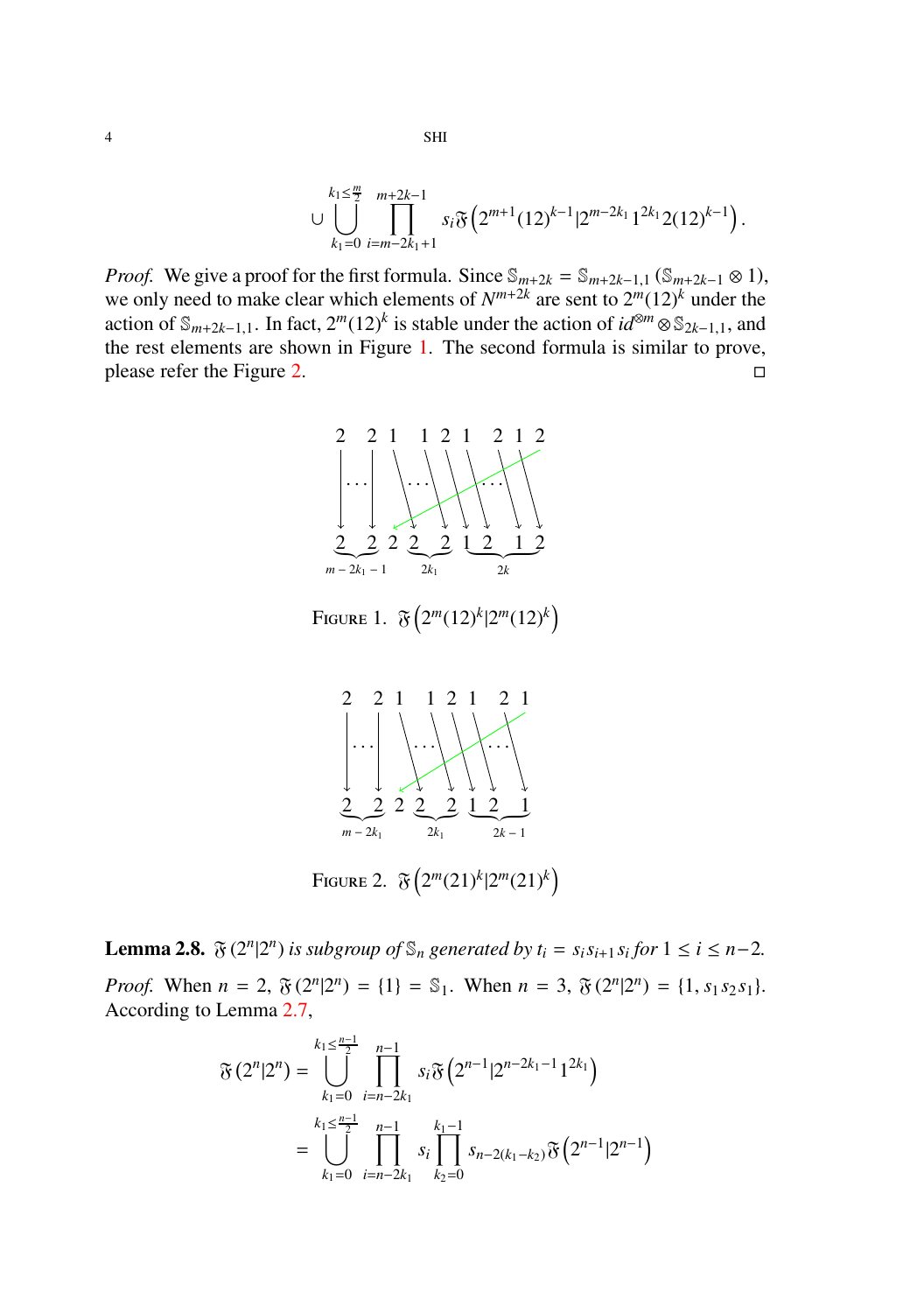$$\cup \bigcup_{k_1=0}^{k_1 \le \frac{m}{2}} \prod_{i=m-2k_1+1}^{m+2k-1} s_i \mathfrak{F}\left(2^{m+1}(12)^{k-1}|2^{m-2k_1}1^{2k_1}2(12)^{k-1}\right).$$

*Proof.* We give a proof for the first formula. Since $\mathbb{S}_{m+2k} = \mathbb{S}_{m+2k-1,1}\left(\mathbb{S}_{m+2k-1} \otimes 1\right)$, we only need to make clear which elements of $N^{m+2k}$ are sent to $2^m(12)^k$ under the action of $\mathbb{S}_{m+2k-1,1}$. In fact, $2^m(12)^k$ is stable under the action of $id^{\otimes m} \otimes \mathbb{S}_{2k-1,1}$, and the rest elements are shown in Figure 1. The second formula is similar to prove, please refer the Figure 2. □

FIGURE 1. $\mathfrak{F}\left(2^m(12)^k|2^m(12)^k\right)$

FIGURE 2. $\mathfrak{F}\left(2^m(21)^k|2^m(21)^k\right)$

**Lemma 2.8.** *$\mathfrak{F}(2^n|2^n)$ is subgroup of $\mathbb{S}_n$ generated by $t_i = s_i s_{i+1} s_i$ for $1 \le i \le n-2$.*

*Proof.* When $n = 2$, $\mathfrak{F}(2^n|2^n) = \{1\} = \mathbb{S}_1$. When $n = 3$, $\mathfrak{F}(2^n|2^n) = \{1, s_1 s_2 s_1\}$. According to Lemma 2.7,

$$\begin{aligned}
\mathfrak{F}(2^n|2^n) &= \bigcup_{k_1=0}^{k_1 \le \frac{n-1}{2}} \prod_{i=n-2k_1}^{n-1} s_i \mathfrak{F}\left(2^{n-1}|2^{n-2k_1-1}1^{2k_1}\right) \\
&= \bigcup_{k_1=0}^{k_1 \le \frac{n-1}{2}} \prod_{i=n-2k_1}^{n-1} s_i \prod_{k_2=0}^{k_1-1} s_{n-2(k_1-k_2)} \mathfrak{F}\left(2^{n-1}|2^{n-1}\right)
\end{aligned}$$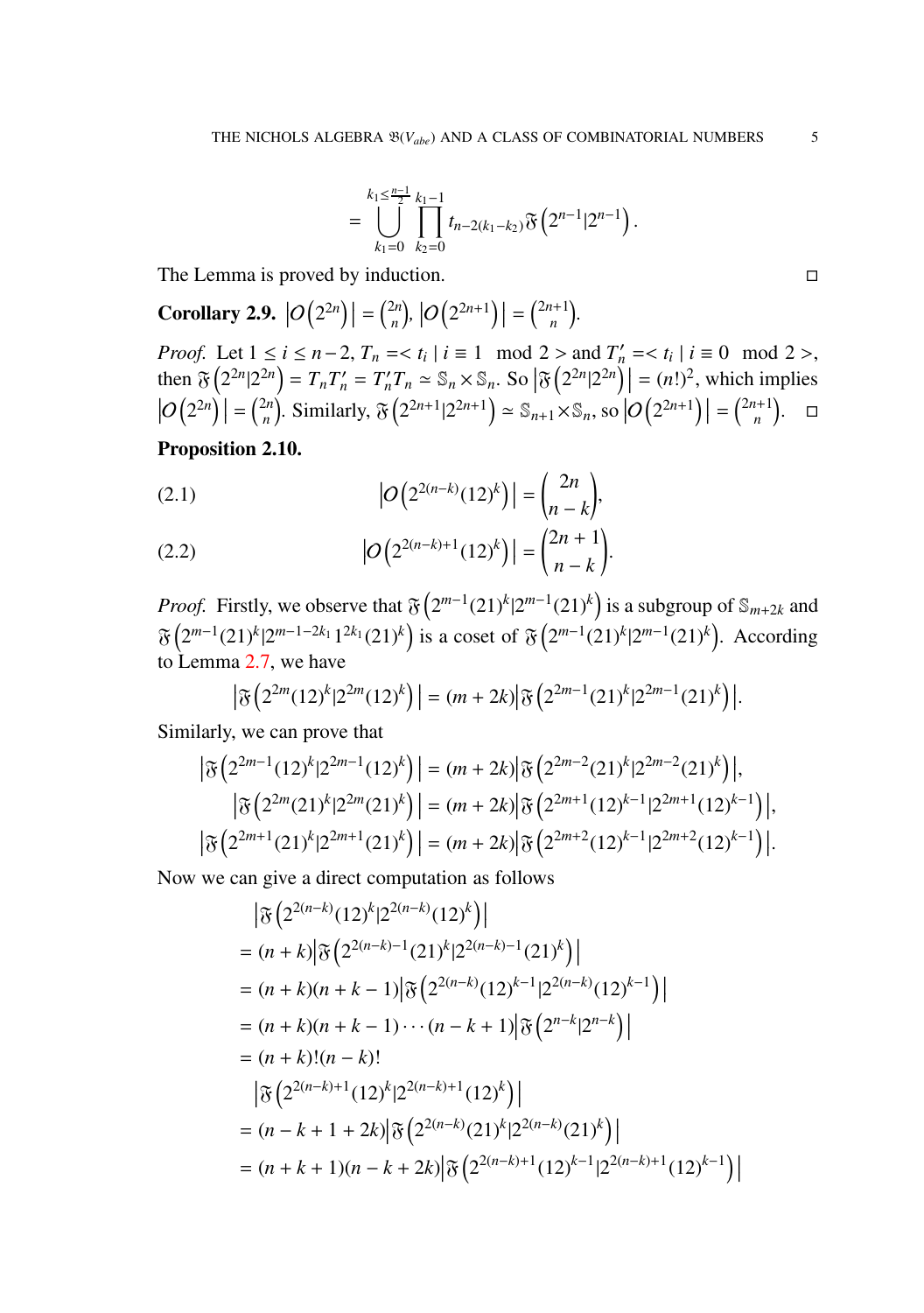$$= \bigcup_{k_1=0}^{k_1 \leq \frac{n-1}{2}} \prod_{k_2=0}^{k_1-1} t_{n-2(k_1-k_2)} \mathfrak{F}\left(2^{n-1} | 2^{n-1}\right).$$

The Lemma is proved by induction. $\square$

**Corollary 2.9.** $\left|O\left(2^{2n}\right)\right| = \binom{2n}{n}$, $\left|O\left(2^{2n+1}\right)\right| = \binom{2n+1}{n}$.

*Proof.* Let $1 \leq i \leq n-2$, $T_n = < t_i \mid i \equiv 1 \mod 2 >$ and $T_n' = < t_i \mid i \equiv 0 \mod 2 >$, then $\mathfrak{F}\left(2^{2n}|2^{2n}\right) = T_n T_n' = T_n' T_n \simeq \mathbb{S}_n \times \mathbb{S}_n$. So $\left|\mathfrak{F}\left(2^{2n}|2^{2n}\right)\right| = (n!)^2$, which implies $\left|O\left(2^{2n}\right)\right| = \binom{2n}{n}$. Similarly, $\mathfrak{F}\left(2^{2n+1}|2^{2n+1}\right) \simeq \mathbb{S}_{n+1} \times \mathbb{S}_n$, so $\left|O\left(2^{2n+1}\right)\right| = \binom{2n+1}{n}$. $\square$

**Proposition 2.10.**

$$\left|O\left(2^{2(n-k)}(12)^k\right)\right| = \binom{2n}{n-k}, \tag{2.1}$$

$$\left|O\left(2^{2(n-k)+1}(12)^k\right)\right| = \binom{2n+1}{n-k}. \tag{2.2}$$

*Proof.* Firstly, we observe that $\mathfrak{F}\left(2^{m-1}(21)^k|2^{m-1}(21)^k\right)$ is a subgroup of $\mathbb{S}_{m+2k}$ and $\mathfrak{F}\left(2^{m-1}(21)^k|2^{m-1-2k_1}1^{2k_1}(21)^k\right)$ is a coset of $\mathfrak{F}\left(2^{m-1}(21)^k|2^{m-1}(21)^k\right)$. According to Lemma 2.7, we have

$$\left|\mathfrak{F}\left(2^{2m}(12)^k|2^{2m}(12)^k\right)\right| = (m+2k)\left|\mathfrak{F}\left(2^{2m-1}(21)^k|2^{2m-1}(21)^k\right)\right|.$$

Similarly, we can prove that

$$\left|\mathfrak{F}\left(2^{2m-1}(12)^k|2^{2m-1}(12)^k\right)\right| = (m+2k)\left|\mathfrak{F}\left(2^{2m-2}(21)^k|2^{2m-2}(21)^k\right)\right|,$$

$$\left|\mathfrak{F}\left(2^{2m}(21)^k|2^{2m}(21)^k\right)\right| = (m+2k)\left|\mathfrak{F}\left(2^{2m+1}(12)^{k-1}|2^{2m+1}(12)^{k-1}\right)\right|,$$

$$\left|\mathfrak{F}\left(2^{2m+1}(21)^k|2^{2m+1}(21)^k\right)\right| = (m+2k)\left|\mathfrak{F}\left(2^{2m+2}(12)^{k-1}|2^{2m+2}(12)^{k-1}\right)\right|.$$

Now we can give a direct computation as follows

$$\begin{aligned}
&\left|\mathfrak{F}\left(2^{2(n-k)}(12)^k|2^{2(n-k)}(12)^k\right)\right| \\
=\ &(n+k)\left|\mathfrak{F}\left(2^{2(n-k)-1}(21)^k|2^{2(n-k)-1}(21)^k\right)\right| \\
=\ &(n+k)(n+k-1)\left|\mathfrak{F}\left(2^{2(n-k)}(12)^{k-1}|2^{2(n-k)}(12)^{k-1}\right)\right| \\
=\ &(n+k)(n+k-1)\cdots(n-k+1)\left|\mathfrak{F}\left(2^{n-k}|2^{n-k}\right)\right| \\
=\ &(n+k)!(n-k)! \\
&\left|\mathfrak{F}\left(2^{2(n-k)+1}(12)^k|2^{2(n-k)+1}(12)^k\right)\right| \\
=\ &(n-k+1+2k)\left|\mathfrak{F}\left(2^{2(n-k)}(21)^k|2^{2(n-k)}(21)^k\right)\right| \\
=\ &(n+k+1)(n-k+2k)\left|\mathfrak{F}\left(2^{2(n-k)+1}(12)^{k-1}|2^{2(n-k)+1}(12)^{k-1}\right)\right|
\end{aligned}$$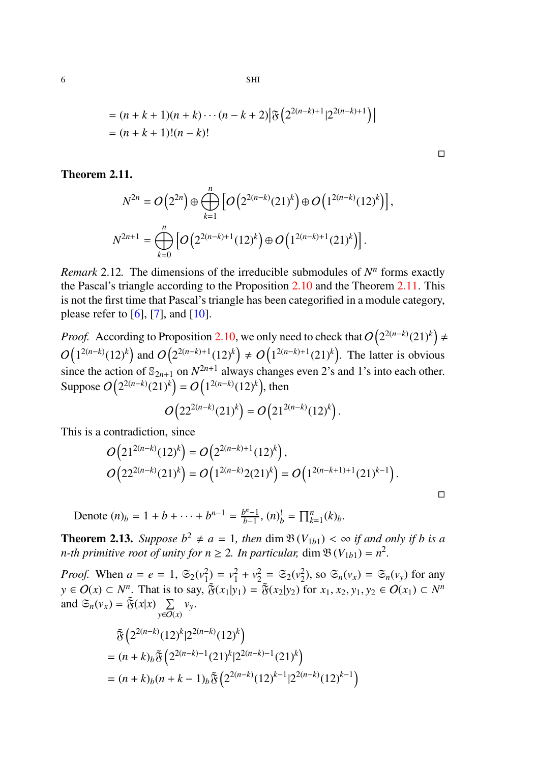$$= (n+k+1)(n+k)\cdots(n-k+2)\left|\mathfrak{F}\left(2^{2(n-k)+1}|2^{2(n-k)+1}\right)\right|$$
$$= (n+k+1)!(n-k)!$$

□

**Theorem 2.11.**

$$N^{2n} = O\left(2^{2n}\right) \oplus \bigoplus_{k=1}^{n} \left[O\left(2^{2(n-k)}(21)^k\right) \oplus O\left(1^{2(n-k)}(12)^k\right)\right],$$

$$N^{2n+1} = \bigoplus_{k=0}^{n} \left[O\left(2^{2(n-k)+1}(12)^k\right) \oplus O\left(1^{2(n-k)+1}(21)^k\right)\right].$$

*Remark* 2.12. The dimensions of the irreducible submodules of $N^n$ forms exactly the Pascal's triangle according to the Proposition 2.10 and the Theorem 2.11. This is not the first time that Pascal's triangle has been categorified in a module category, please refer to [6], [7], and [10].

*Proof.* According to Proposition 2.10, we only need to check that $O\left(2^{2(n-k)}(21)^k\right) \neq O\left(1^{2(n-k)}(12)^k\right)$ and $O\left(2^{2(n-k)+1}(12)^k\right) \neq O\left(1^{2(n-k)+1}(21)^k\right)$. The latter is obvious since the action of $\mathbb{S}_{2n+1}$ on $N^{2n+1}$ always changes even 2's and 1's into each other. Suppose $O\left(2^{2(n-k)}(21)^k\right) = O\left(1^{2(n-k)}(12)^k\right)$, then

$$O\left(22^{2(n-k)}(21)^k\right) = O\left(21^{2(n-k)}(12)^k\right).$$

This is a contradiction, since

$$O\left(21^{2(n-k)}(12)^k\right) = O\left(2^{2(n-k)+1}(12)^k\right),$$
$$O\left(22^{2(n-k)}(21)^k\right) = O\left(1^{2(n-k)}2(21)^k\right) = O\left(1^{2(n-k+1)+1}(21)^{k-1}\right).$$

□

Denote $(n)_b = 1 + b + \cdots + b^{n-1} = \frac{b^n-1}{b-1}$, $(n)_b^! = \prod_{k=1}^{n}(k)_b$.

**Theorem 2.13.** *Suppose $b^2 \neq a = 1$, then $\dim \mathfrak{B}(V_{1b1}) < \infty$ if and only if $b$ is a $n$-th primitive root of unity for $n \geq 2$. In particular, $\dim \mathfrak{B}(V_{1b1}) = n^2$.*

*Proof.* When $a = e = 1$, $\mathfrak{S}_2(v_1^2) = v_1^2 + v_2^2 = \mathfrak{S}_2(v_2^2)$, so $\mathfrak{S}_n(v_x) = \mathfrak{S}_n(v_y)$ for any $y \in O(x) \subset N^n$. That is to say, $\tilde{\mathfrak{F}}(x_1|y_1) = \tilde{\mathfrak{F}}(x_2|y_2)$ for $x_1, x_2, y_1, y_2 \in O(x_1) \subset N^n$ and $\mathfrak{S}_n(v_x) = \tilde{\mathfrak{F}}(x|x) \sum_{y \in O(x)} v_y$.

$$\tilde{\mathfrak{F}}\left(2^{2(n-k)}(12)^k|2^{2(n-k)}(12)^k\right)$$
$$= (n+k)_b \tilde{\mathfrak{F}}\left(2^{2(n-k)-1}(21)^k|2^{2(n-k)-1}(21)^k\right)$$
$$= (n+k)_b(n+k-1)_b \tilde{\mathfrak{F}}\left(2^{2(n-k)}(12)^{k-1}|2^{2(n-k)}(12)^{k-1}\right)$$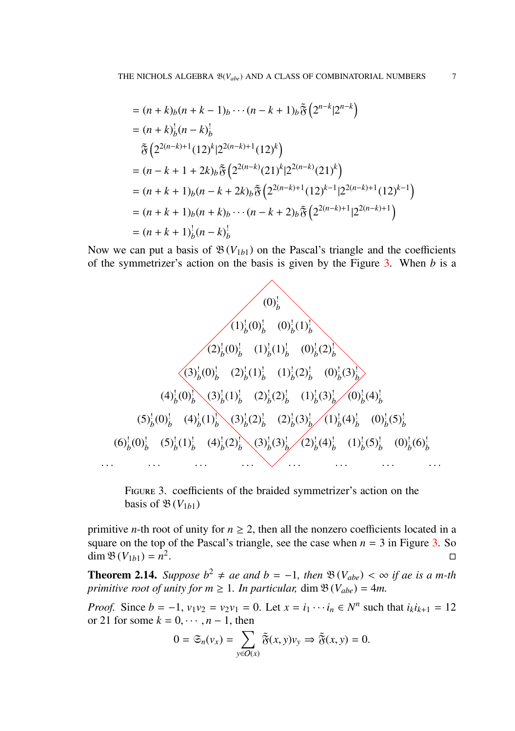$$= (n+k)_b(n+k-1)_b\cdots(n-k+1)_b\tilde{\tilde{\mathfrak{F}}}\left(2^{n-k}|2^{n-k}\right)$$
$$= (n+k)_b^!(n-k)_b^!$$
$$\tilde{\tilde{\mathfrak{F}}}\left(2^{2(n-k)+1}(12)^k|2^{2(n-k)+1}(12)^k\right)$$
$$= (n-k+1+2k)_b\tilde{\tilde{\mathfrak{F}}}\left(2^{2(n-k)}(21)^k|2^{2(n-k)}(21)^k\right)$$
$$= (n+k+1)_b(n-k+2k)_b\tilde{\tilde{\mathfrak{F}}}\left(2^{2(n-k)+1}(12)^{k-1}|2^{2(n-k)+1}(12)^{k-1}\right)$$
$$= (n+k+1)_b(n+k)_b\cdots(n-k+2)_b\tilde{\tilde{\mathfrak{F}}}\left(2^{2(n-k)+1}|2^{2(n-k)+1}\right)$$
$$= (n+k+1)_b^!(n-k)_b^!$$

Now we can put a basis of $\mathfrak{B}(V_{1b1})$ on the Pascal's triangle and the coefficients of the symmetrizer's action on the basis is given by the Figure 3. When $b$ is a

$$
\begin{array}{ccccccc}
 & & & (0)_b^! & & & \\
 & & (1)_b^!(0)_b^! & & (0)_b^!(1)_b^! & & \\
 & (2)_b^!(0)_b^! & & (1)_b^!(1)_b^! & & (0)_b^!(2)_b^! & \\
(3)_b^!(0)_b^! & & (2)_b^!(1)_b^! & & (1)_b^!(2)_b^! & & (0)_b^!(3)_b^!
\end{array}
$$

$(4)_b^!(0)_b^!$ $\quad(3)_b^!(1)_b^!$ $\quad(2)_b^!(2)_b^!$ $\quad(1)_b^!(3)_b^!$ $\quad(0)_b^!(4)_b^!$

$(5)_b^!(0)_b^!$ $\quad(4)_b^!(1)_b^!$ $\quad(3)_b^!(2)_b^!$ $\quad(2)_b^!(3)_b^!$ $\quad(1)_b^!(4)_b^!$ $\quad(0)_b^!(5)_b^!$

$(6)_b^!(0)_b^!$ $\quad(5)_b^!(1)_b^!$ $\quad(4)_b^!(2)_b^!$ $\quad(3)_b^!(3)_b^!$ $\quad(2)_b^!(4)_b^!$ $\quad(1)_b^!(5)_b^!$ $\quad(0)_b^!(6)_b^!$

$\cdots \quad \cdots \quad \cdots \quad \cdots \quad \cdots \quad \cdots \quad \cdots \quad \cdots$

FIGURE 3. coefficients of the braided symmetrizer's action on the basis of $\mathfrak{B}(V_{1b1})$

primitive $n$-th root of unity for $n \geq 2$, then all the nonzero coefficients located in a square on the top of the Pascal's triangle, see the case when $n = 3$ in Figure 3. So $\dim \mathfrak{B}(V_{1b1}) = n^2$. □

**Theorem 2.14.** *Suppose $b^2 \neq ae$ and $b = -1$, then $\mathfrak{B}(V_{abe}) < \infty$ if $ae$ is a $m$-th primitive root of unity for $m \geq 1$. In particular,* $\dim \mathfrak{B}(V_{abe}) = 4m$.

*Proof.* Since $b = -1$, $v_1v_2 = v_2v_1 = 0$. Let $x = i_1 \cdots i_n \in N^n$ such that $i_ki_{k+1} = 12$ or $21$ for some $k = 0, \cdots, n-1$, then

$$0 = \mathfrak{S}_n(v_x) = \sum_{y \in O(x)} \tilde{\tilde{\mathfrak{F}}}(x,y)v_y \Rightarrow \tilde{\tilde{\mathfrak{F}}}(x,y) = 0.$$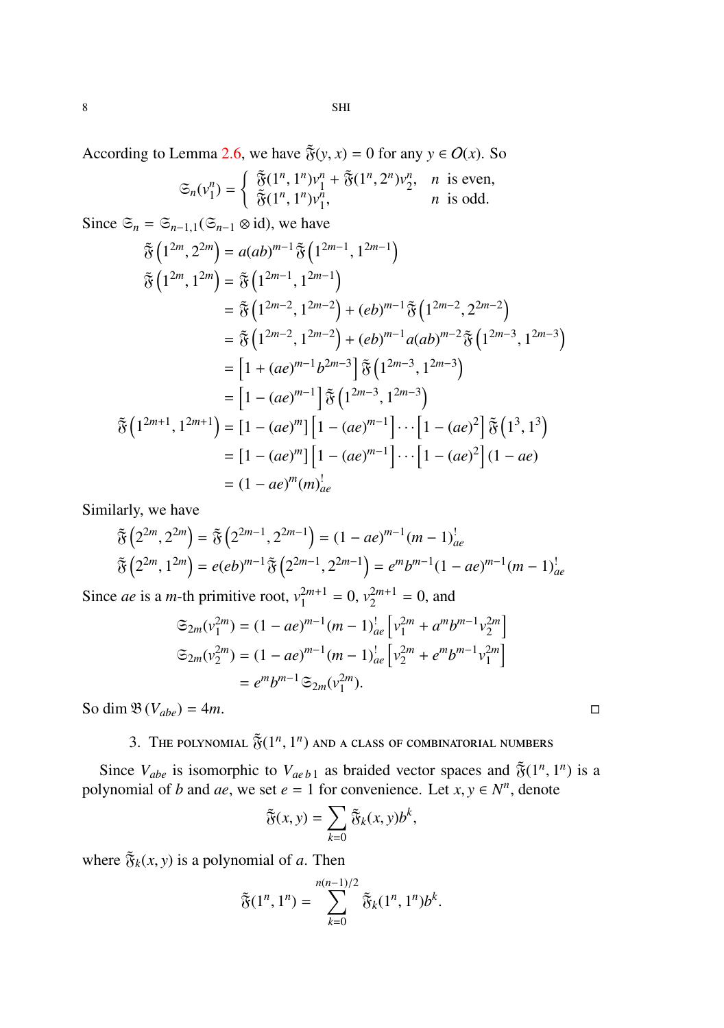According to Lemma 2.6, we have $\tilde{\mathfrak{F}}(y,x) = 0$ for any $y \in O(x)$. So

$$\mathfrak{S}_n(v_1^n) = \begin{cases} \tilde{\mathfrak{F}}(1^n,1^n)v_1^n + \tilde{\mathfrak{F}}(1^n,2^n)v_2^n, & n \text{ is even,} \\ \tilde{\mathfrak{F}}(1^n,1^n)v_1^n, & n \text{ is odd.} \end{cases}$$

Since $\mathfrak{S}_n = \mathfrak{S}_{n-1,1}(\mathfrak{S}_{n-1} \otimes \mathrm{id})$, we have

$$\begin{aligned}
\tilde{\mathfrak{F}}\left(1^{2m}, 2^{2m}\right) &= a(ab)^{m-1}\tilde{\mathfrak{F}}\left(1^{2m-1}, 1^{2m-1}\right) \\
\tilde{\mathfrak{F}}\left(1^{2m}, 1^{2m}\right) &= \tilde{\mathfrak{F}}\left(1^{2m-1}, 1^{2m-1}\right) \\
&= \tilde{\mathfrak{F}}\left(1^{2m-2}, 1^{2m-2}\right) + (eb)^{m-1}\tilde{\mathfrak{F}}\left(1^{2m-2}, 2^{2m-2}\right) \\
&= \tilde{\mathfrak{F}}\left(1^{2m-2}, 1^{2m-2}\right) + (eb)^{m-1}a(ab)^{m-2}\tilde{\mathfrak{F}}\left(1^{2m-3}, 1^{2m-3}\right) \\
&= \left[1 + (ae)^{m-1}b^{2m-3}\right]\tilde{\mathfrak{F}}\left(1^{2m-3}, 1^{2m-3}\right) \\
&= \left[1 - (ae)^{m-1}\right]\tilde{\mathfrak{F}}\left(1^{2m-3}, 1^{2m-3}\right) \\
\tilde{\mathfrak{F}}\left(1^{2m+1}, 1^{2m+1}\right) &= \left[1 - (ae)^{m}\right]\left[1 - (ae)^{m-1}\right]\cdots\left[1 - (ae)^{2}\right]\tilde{\mathfrak{F}}\left(1^{3}, 1^{3}\right) \\
&= \left[1 - (ae)^{m}\right]\left[1 - (ae)^{m-1}\right]\cdots\left[1 - (ae)^{2}\right](1 - ae) \\
&= (1 - ae)^m (m)^!_{ae}
\end{aligned}$$

Similarly, we have

$$\begin{aligned}
\tilde{\mathfrak{F}}\left(2^{2m}, 2^{2m}\right) &= \tilde{\mathfrak{F}}\left(2^{2m-1}, 2^{2m-1}\right) = (1 - ae)^{m-1}(m-1)^!_{ae} \\
\tilde{\mathfrak{F}}\left(2^{2m}, 1^{2m}\right) &= e(eb)^{m-1}\tilde{\mathfrak{F}}\left(2^{2m-1}, 2^{2m-1}\right) = e^m b^{m-1}(1 - ae)^{m-1}(m-1)^!_{ae}
\end{aligned}$$

Since $ae$ is a $m$-th primitive root, $v_1^{2m+1} = 0$, $v_2^{2m+1} = 0$, and

$$\begin{aligned}
\mathfrak{S}_{2m}(v_1^{2m}) &= (1 - ae)^{m-1}(m-1)^!_{ae}\left[v_1^{2m} + a^m b^{m-1} v_2^{2m}\right] \\
\mathfrak{S}_{2m}(v_2^{2m}) &= (1 - ae)^{m-1}(m-1)^!_{ae}\left[v_2^{2m} + e^m b^{m-1} v_1^{2m}\right] \\
&= e^m b^{m-1}\mathfrak{S}_{2m}(v_1^{2m}).
\end{aligned}$$

So $\dim \mathfrak{B}(V_{abe}) = 4m$. □

## 3. The polynomial $\tilde{\mathfrak{F}}(1^n, 1^n)$ and a class of combinatorial numbers

Since $V_{abe}$ is isomorphic to $V_{ae\,b\,1}$ as braided vector spaces and $\tilde{\mathfrak{F}}(1^n, 1^n)$ is a polynomial of $b$ and $ae$, we set $e = 1$ for convenience. Let $x, y \in N^n$, denote

$$\tilde{\mathfrak{F}}(x, y) = \sum_{k=0} \tilde{\mathfrak{F}}_k(x, y) b^k,$$

where $\tilde{\mathfrak{F}}_k(x, y)$ is a polynomial of $a$. Then

$$\tilde{\mathfrak{F}}(1^n, 1^n) = \sum_{k=0}^{n(n-1)/2} \tilde{\mathfrak{F}}_k(1^n, 1^n) b^k.$$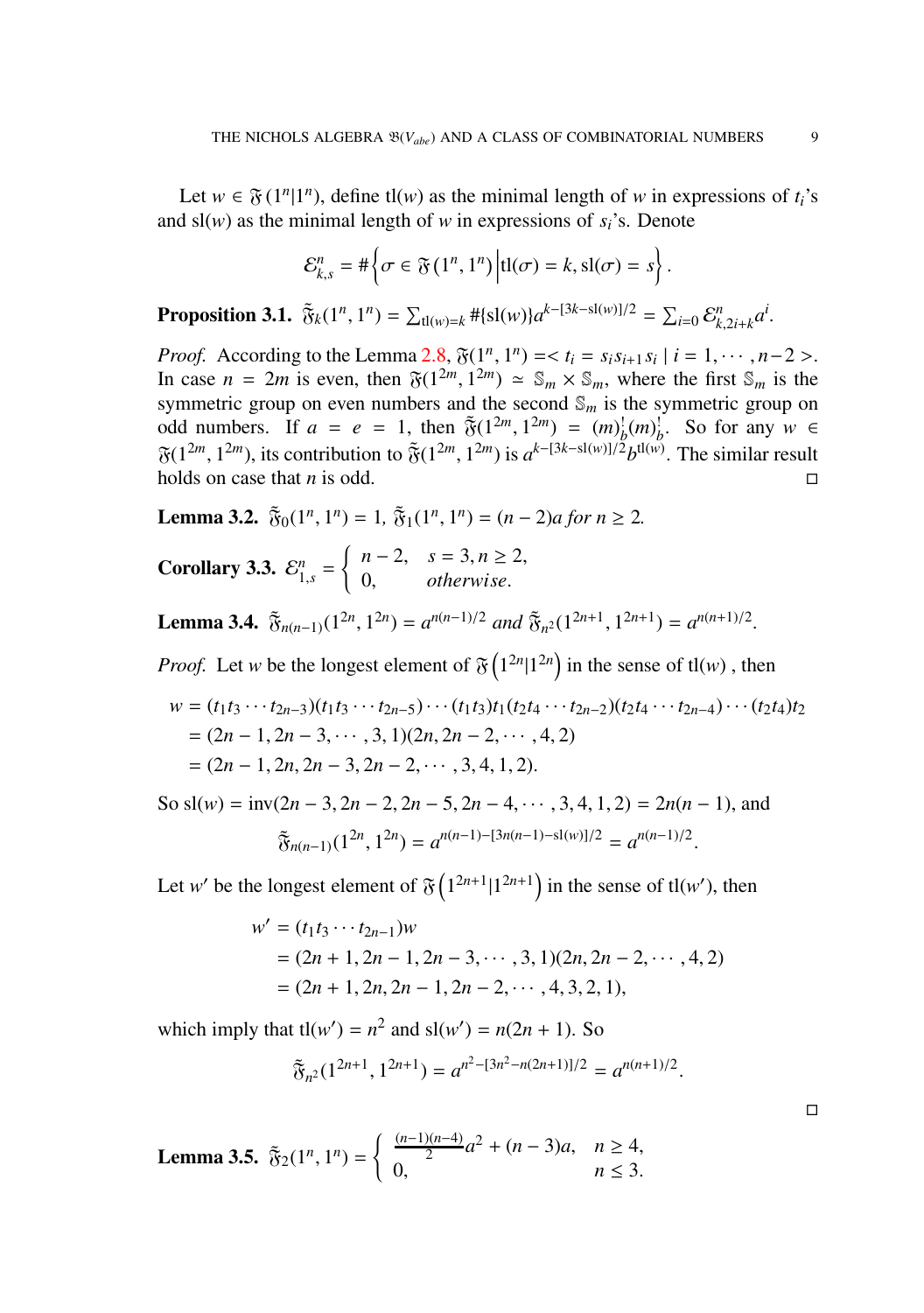Let $w \in \mathfrak{F}(1^n|1^n)$, define $\mathrm{tl}(w)$ as the minimal length of $w$ in expressions of $t_i$'s and $\mathrm{sl}(w)$ as the minimal length of $w$ in expressions of $s_i$'s. Denote

$$\mathcal{E}^n_{k,s} = \#\left\{\sigma \in \mathfrak{F}(1^n, 1^n) \,\middle|\, \mathrm{tl}(\sigma) = k, \mathrm{sl}(\sigma) = s\right\}.$$

**Proposition 3.1.** $\tilde{\tilde{\mathfrak{F}}}_k(1^n, 1^n) = \sum_{\mathrm{tl}(w)=k} \#\{\mathrm{sl}(w)\} a^{k-[3k-\mathrm{sl}(w)]/2} = \sum_{i=0} \mathcal{E}^n_{k,2i+k} a^i$.

*Proof.* According to the Lemma 2.8, $\mathfrak{F}(1^n, 1^n) =< t_i = s_i s_{i+1} s_i \mid i = 1, \cdots, n-2 >$. In case $n = 2m$ is even, then $\mathfrak{F}(1^{2m}, 1^{2m}) \simeq \mathbb{S}_m \times \mathbb{S}_m$, where the first $\mathbb{S}_m$ is the symmetric group on even numbers and the second $\mathbb{S}_m$ is the symmetric group on odd numbers. If $a = e = 1$, then $\tilde{\tilde{\mathfrak{F}}}(1^{2m}, 1^{2m}) = (m)^!_b (m)^!_b$. So for any $w \in \mathfrak{F}(1^{2m}, 1^{2m})$, its contribution to $\tilde{\tilde{\mathfrak{F}}}(1^{2m}, 1^{2m})$ is $a^{k-[3k-\mathrm{sl}(w)]/2} b^{\mathrm{tl}(w)}$. The similar result holds on case that $n$ is odd. □

**Lemma 3.2.** $\tilde{\tilde{\mathfrak{F}}}_0(1^n, 1^n) = 1$, $\tilde{\tilde{\mathfrak{F}}}_1(1^n, 1^n) = (n-2)a$ *for* $n \geq 2$*.*

**Corollary 3.3.** $\mathcal{E}^n_{1,s} = \begin{cases} n-2, & s = 3, n \geq 2, \\ 0, & \textit{otherwise}. \end{cases}$

**Lemma 3.4.** $\tilde{\tilde{\mathfrak{F}}}_{n(n-1)}(1^{2n}, 1^{2n}) = a^{n(n-1)/2}$ *and* $\tilde{\tilde{\mathfrak{F}}}_{n^2}(1^{2n+1}, 1^{2n+1}) = a^{n(n+1)/2}$*.*

*Proof.* Let $w$ be the longest element of $\mathfrak{F}\left(1^{2n}|1^{2n}\right)$ in the sense of $\mathrm{tl}(w)$ , then

$$\begin{aligned} w &= (t_1 t_3 \cdots t_{2n-3})(t_1 t_3 \cdots t_{2n-5}) \cdots (t_1 t_3) t_1 (t_2 t_4 \cdots t_{2n-2})(t_2 t_4 \cdots t_{2n-4}) \cdots (t_2 t_4) t_2 \\ &= (2n-1, 2n-3, \cdots, 3, 1)(2n, 2n-2, \cdots, 4, 2) \\ &= (2n-1, 2n, 2n-3, 2n-2, \cdots, 3, 4, 1, 2). \end{aligned}$$

So $\mathrm{sl}(w) = \mathrm{inv}(2n-3, 2n-2, 2n-5, 2n-4, \cdots, 3, 4, 1, 2) = 2n(n-1)$, and

$$\tilde{\tilde{\mathfrak{F}}}_{n(n-1)}(1^{2n}, 1^{2n}) = a^{n(n-1)-[3n(n-1)-\mathrm{sl}(w)]/2} = a^{n(n-1)/2}.$$

Let $w'$ be the longest element of $\mathfrak{F}\left(1^{2n+1}|1^{2n+1}\right)$ in the sense of $\mathrm{tl}(w')$, then

$$\begin{aligned} w' &= (t_1 t_3 \cdots t_{2n-1}) w \\ &= (2n+1, 2n-1, 2n-3, \cdots, 3, 1)(2n, 2n-2, \cdots, 4, 2) \\ &= (2n+1, 2n, 2n-1, 2n-2, \cdots, 4, 3, 2, 1), \end{aligned}$$

which imply that $\mathrm{tl}(w') = n^2$ and $\mathrm{sl}(w') = n(2n+1)$. So

$$\tilde{\tilde{\mathfrak{F}}}_{n^2}(1^{2n+1}, 1^{2n+1}) = a^{n^2-[3n^2-n(2n+1)]/2} = a^{n(n+1)/2}.$$

□

**Lemma 3.5.** $\tilde{\tilde{\mathfrak{F}}}_2(1^n, 1^n) = \begin{cases} \frac{(n-1)(n-4)}{2} a^2 + (n-3)a, & n \geq 4, \\ 0, & n \leq 3. \end{cases}$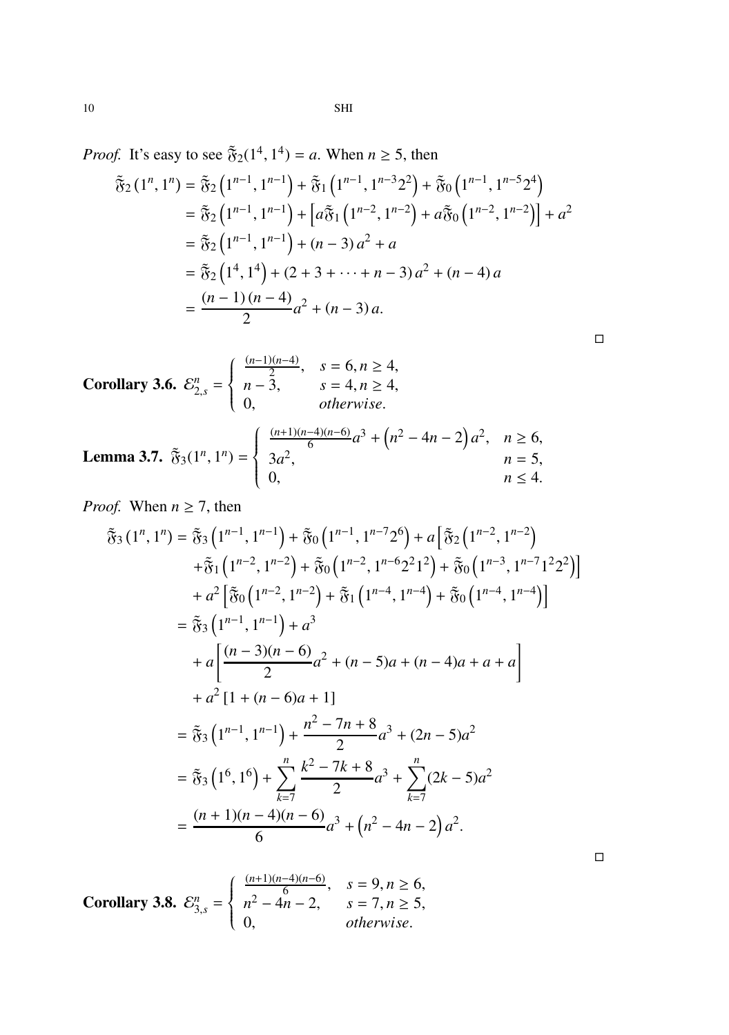*Proof.* It's easy to see $\tilde{\mathfrak{F}}_2(1^4, 1^4) = a$. When $n \geq 5$, then

$$
\begin{aligned}
\tilde{\mathfrak{F}}_2\left(1^n, 1^n\right) &= \tilde{\mathfrak{F}}_2\left(1^{n-1}, 1^{n-1}\right) + \tilde{\mathfrak{F}}_1\left(1^{n-1}, 1^{n-3}2^2\right) + \tilde{\mathfrak{F}}_0\left(1^{n-1}, 1^{n-5}2^4\right) \\
&= \tilde{\mathfrak{F}}_2\left(1^{n-1}, 1^{n-1}\right) + \left[a\tilde{\mathfrak{F}}_1\left(1^{n-2}, 1^{n-2}\right) + a\tilde{\mathfrak{F}}_0\left(1^{n-2}, 1^{n-2}\right)\right] + a^2 \\
&= \tilde{\mathfrak{F}}_2\left(1^{n-1}, 1^{n-1}\right) + (n-3)\,a^2 + a \\
&= \tilde{\mathfrak{F}}_2\left(1^4, 1^4\right) + (2 + 3 + \cdots + n - 3)\,a^2 + (n-4)\,a \\
&= \frac{(n-1)(n-4)}{2}a^2 + (n-3)\,a.
\end{aligned}
$$

□

**Corollary 3.6.** $\mathcal{E}^n_{2,s} = \begin{cases} \frac{(n-1)(n-4)}{2}, & s = 6, n \geq 4, \\ n-3, & s = 4, n \geq 4, \\ 0, & otherwise. \end{cases}$

**Lemma 3.7.** $\tilde{\mathfrak{F}}_3(1^n, 1^n) = \begin{cases} \frac{(n+1)(n-4)(n-6)}{6}a^3 + \left(n^2 - 4n - 2\right)a^2, & n \geq 6, \\ 3a^2, & n = 5, \\ 0, & n \leq 4. \end{cases}$

*Proof.* When $n \geq 7$, then

$$
\begin{aligned}
\tilde{\mathfrak{F}}_3\left(1^n, 1^n\right) &= \tilde{\mathfrak{F}}_3\left(1^{n-1}, 1^{n-1}\right) + \tilde{\mathfrak{F}}_0\left(1^{n-1}, 1^{n-7}2^6\right) + a\Big[\tilde{\mathfrak{F}}_2\left(1^{n-2}, 1^{n-2}\right) \\
&\quad + \tilde{\mathfrak{F}}_1\left(1^{n-2}, 1^{n-2}\right) + \tilde{\mathfrak{F}}_0\left(1^{n-2}, 1^{n-6}2^2 1^2\right) + \tilde{\mathfrak{F}}_0\left(1^{n-3}, 1^{n-7}1^2 2^2\right)\Big] \\
&\quad + a^2\left[\tilde{\mathfrak{F}}_0\left(1^{n-2}, 1^{n-2}\right) + \tilde{\mathfrak{F}}_1\left(1^{n-4}, 1^{n-4}\right) + \tilde{\mathfrak{F}}_0\left(1^{n-4}, 1^{n-4}\right)\right] \\
&= \tilde{\mathfrak{F}}_3\left(1^{n-1}, 1^{n-1}\right) + a^3 \\
&\quad + a\left[\frac{(n-3)(n-6)}{2}a^2 + (n-5)a + (n-4)a + a + a\right] \\
&\quad + a^2\left[1 + (n-6)a + 1\right] \\
&= \tilde{\mathfrak{F}}_3\left(1^{n-1}, 1^{n-1}\right) + \frac{n^2 - 7n + 8}{2}a^3 + (2n-5)a^2 \\
&= \tilde{\mathfrak{F}}_3\left(1^6, 1^6\right) + \sum_{k=7}^{n}\frac{k^2 - 7k + 8}{2}a^3 + \sum_{k=7}^{n}(2k-5)a^2 \\
&= \frac{(n+1)(n-4)(n-6)}{6}a^3 + \left(n^2 - 4n - 2\right)a^2.
\end{aligned}
$$

□

**Corollary 3.8.** $\mathcal{E}^n_{3,s} = \begin{cases} \frac{(n+1)(n-4)(n-6)}{6}, & s = 9, n \geq 6, \\ n^2 - 4n - 2, & s = 7, n \geq 5, \\ 0, & otherwise. \end{cases}$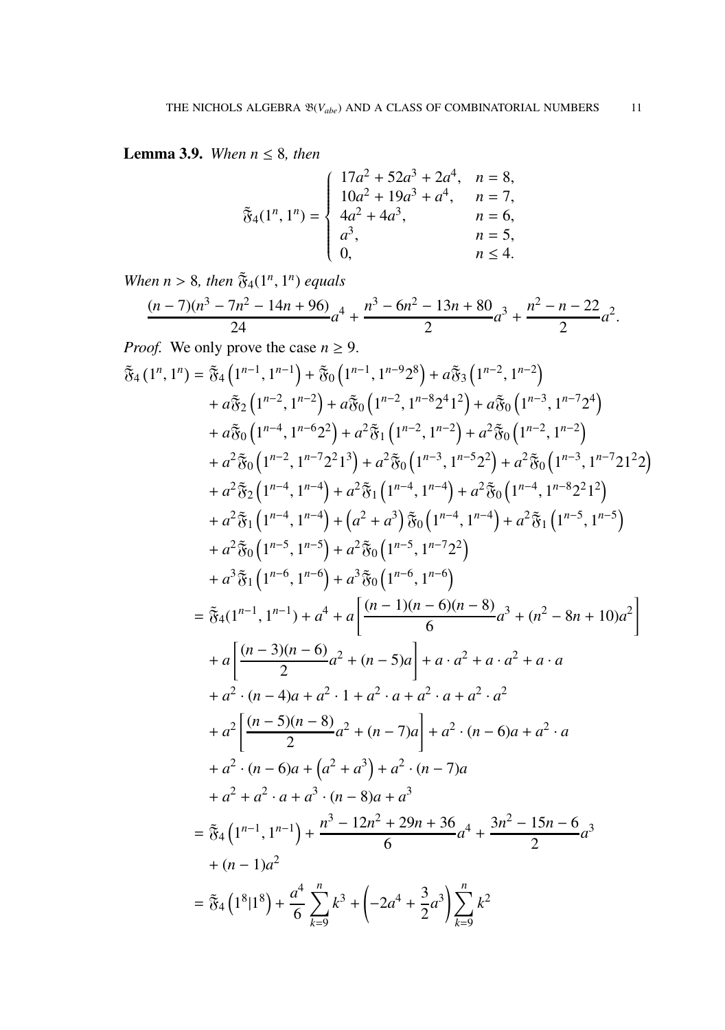**Lemma 3.9.** *When $n \leq 8$, then*

$$\tilde{\mathfrak{F}}_4(1^n, 1^n) = \begin{cases} 17a^2 + 52a^3 + 2a^4, & n = 8, \\ 10a^2 + 19a^3 + a^4, & n = 7, \\ 4a^2 + 4a^3, & n = 6, \\ a^3, & n = 5, \\ 0, & n \leq 4. \end{cases}$$

*When $n > 8$, then $\tilde{\mathfrak{F}}_4(1^n, 1^n)$ equals*

$$\frac{(n-7)(n^3 - 7n^2 - 14n + 96)}{24}a^4 + \frac{n^3 - 6n^2 - 13n + 80}{2}a^3 + \frac{n^2 - n - 22}{2}a^2.$$

*Proof.* We only prove the case $n \geq 9$.

$$\begin{aligned}
\tilde{\mathfrak{F}}_4\left(1^n, 1^n\right) &= \tilde{\mathfrak{F}}_4\left(1^{n-1}, 1^{n-1}\right) + \tilde{\mathfrak{F}}_0\left(1^{n-1}, 1^{n-9}2^8\right) + a\tilde{\mathfrak{F}}_3\left(1^{n-2}, 1^{n-2}\right) \\
&+ a\tilde{\mathfrak{F}}_2\left(1^{n-2}, 1^{n-2}\right) + a\tilde{\mathfrak{F}}_0\left(1^{n-2}, 1^{n-8}2^4 1^2\right) + a\tilde{\mathfrak{F}}_0\left(1^{n-3}, 1^{n-7}2^4\right) \\
&+ a\tilde{\mathfrak{F}}_0\left(1^{n-4}, 1^{n-6}2^2\right) + a^2\tilde{\mathfrak{F}}_1\left(1^{n-2}, 1^{n-2}\right) + a^2\tilde{\mathfrak{F}}_0\left(1^{n-2}, 1^{n-2}\right) \\
&+ a^2\tilde{\mathfrak{F}}_0\left(1^{n-2}, 1^{n-7}2^2 1^3\right) + a^2\tilde{\mathfrak{F}}_0\left(1^{n-3}, 1^{n-5}2^2\right) + a^2\tilde{\mathfrak{F}}_0\left(1^{n-3}, 1^{n-7}21^2 2\right) \\
&+ a^2\tilde{\mathfrak{F}}_2\left(1^{n-4}, 1^{n-4}\right) + a^2\tilde{\mathfrak{F}}_1\left(1^{n-4}, 1^{n-4}\right) + a^2\tilde{\mathfrak{F}}_0\left(1^{n-4}, 1^{n-8}2^2 1^2\right) \\
&+ a^2\tilde{\mathfrak{F}}_1\left(1^{n-4}, 1^{n-4}\right) + \left(a^2 + a^3\right)\tilde{\mathfrak{F}}_0\left(1^{n-4}, 1^{n-4}\right) + a^2\tilde{\mathfrak{F}}_1\left(1^{n-5}, 1^{n-5}\right) \\
&+ a^2\tilde{\mathfrak{F}}_0\left(1^{n-5}, 1^{n-5}\right) + a^2\tilde{\mathfrak{F}}_0\left(1^{n-5}, 1^{n-7}2^2\right) \\
&+ a^3\tilde{\mathfrak{F}}_1\left(1^{n-6}, 1^{n-6}\right) + a^3\tilde{\mathfrak{F}}_0\left(1^{n-6}, 1^{n-6}\right) \\
&= \tilde{\mathfrak{F}}_4(1^{n-1}, 1^{n-1}) + a^4 + a\left[\frac{(n-1)(n-6)(n-8)}{6}a^3 + (n^2 - 8n + 10)a^2\right] \\
&+ a\left[\frac{(n-3)(n-6)}{2}a^2 + (n-5)a\right] + a \cdot a^2 + a \cdot a^2 + a \cdot a \\
&+ a^2 \cdot (n-4)a + a^2 \cdot 1 + a^2 \cdot a + a^2 \cdot a + a^2 \cdot a^2 \\
&+ a^2\left[\frac{(n-5)(n-8)}{2}a^2 + (n-7)a\right] + a^2 \cdot (n-6)a + a^2 \cdot a \\
&+ a^2 \cdot (n-6)a + \left(a^2 + a^3\right) + a^2 \cdot (n-7)a \\
&+ a^2 + a^2 \cdot a + a^3 \cdot (n-8)a + a^3 \\
&= \tilde{\mathfrak{F}}_4\left(1^{n-1}, 1^{n-1}\right) + \frac{n^3 - 12n^2 + 29n + 36}{6}a^4 + \frac{3n^2 - 15n - 6}{2}a^3 \\
&+ (n-1)a^2 \\
&= \tilde{\mathfrak{F}}_4\left(1^8 | 1^8\right) + \frac{a^4}{6}\sum_{k=9}^{n} k^3 + \left(-2a^4 + \frac{3}{2}a^3\right)\sum_{k=9}^{n} k^2
\end{aligned}$$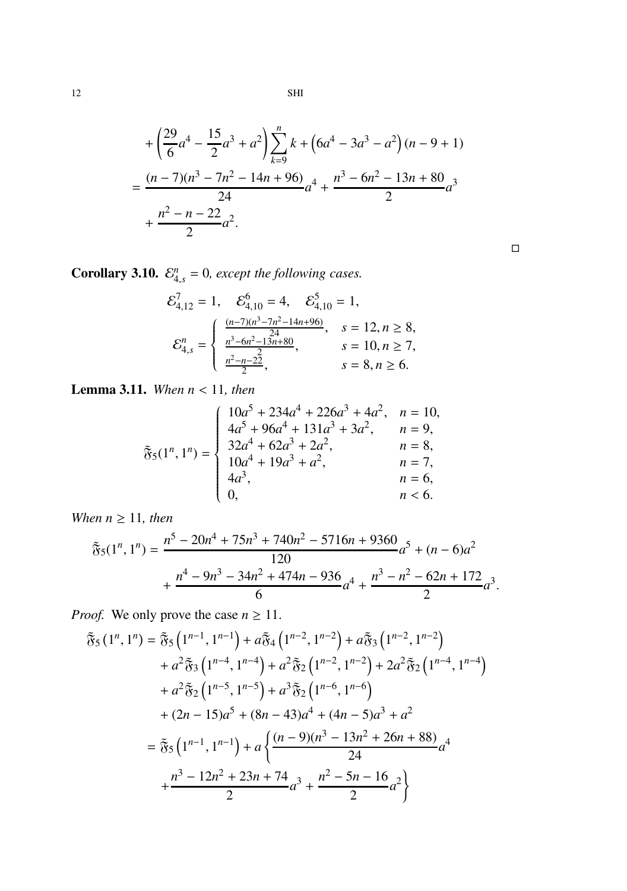$$
\begin{aligned}
&+\left(\frac{29}{6}a^4-\frac{15}{2}a^3+a^2\right)\sum_{k=9}^{n}k+\left(6a^4-3a^3-a^2\right)(n-9+1)\\
=&\ \frac{(n-7)(n^3-7n^2-14n+96)}{24}a^4+\frac{n^3-6n^2-13n+80}{2}a^3\\
&+\frac{n^2-n-22}{2}a^2.
\end{aligned}
$$

□

**Corollary 3.10.** *$\mathcal{E}_{4,s}^n=0$, except the following cases.*

$$
\mathcal{E}_{4,12}^7=1,\quad \mathcal{E}_{4,10}^6=4,\quad \mathcal{E}_{4,10}^5=1,
$$

$$
\mathcal{E}_{4,s}^n=\begin{cases}\frac{(n-7)(n^3-7n^2-14n+96)}{24}, & s=12, n\geq 8,\\ \frac{n^3-6n^2-13n+80}{2}, & s=10, n\geq 7,\\ \frac{n^2-n-22}{2}, & s=8, n\geq 6.\end{cases}
$$

**Lemma 3.11.** *When $n<11$, then*

$$
\tilde{\mathfrak{F}}_5(1^n,1^n)=\begin{cases}10a^5+234a^4+226a^3+4a^2, & n=10,\\ 4a^5+96a^4+131a^3+3a^2, & n=9,\\ 32a^4+62a^3+2a^2, & n=8,\\ 10a^4+19a^3+a^2, & n=7,\\ 4a^3, & n=6,\\ 0, & n<6.\end{cases}
$$

*When $n\geq 11$, then*

$$
\begin{aligned}
\tilde{\mathfrak{F}}_5(1^n,1^n)=&\ \frac{n^5-20n^4+75n^3+740n^2-5716n+9360}{120}a^5+(n-6)a^2\\
&+\frac{n^4-9n^3-34n^2+474n-936}{6}a^4+\frac{n^3-n^2-62n+172}{2}a^3.
\end{aligned}
$$

*Proof.* We only prove the case $n\geq 11$.

$$
\begin{aligned}
\tilde{\mathfrak{F}}_5(1^n,1^n)=&\ \tilde{\mathfrak{F}}_5\left(1^{n-1},1^{n-1}\right)+a\tilde{\mathfrak{F}}_4\left(1^{n-2},1^{n-2}\right)+a\tilde{\mathfrak{F}}_3\left(1^{n-2},1^{n-2}\right)\\
&+a^2\tilde{\mathfrak{F}}_3\left(1^{n-4},1^{n-4}\right)+a^2\tilde{\mathfrak{F}}_2\left(1^{n-2},1^{n-2}\right)+2a^2\tilde{\mathfrak{F}}_2\left(1^{n-4},1^{n-4}\right)\\
&+a^2\tilde{\mathfrak{F}}_2\left(1^{n-5},1^{n-5}\right)+a^3\tilde{\mathfrak{F}}_2\left(1^{n-6},1^{n-6}\right)\\
&+(2n-15)a^5+(8n-43)a^4+(4n-5)a^3+a^2\\
=&\ \tilde{\mathfrak{F}}_5\left(1^{n-1},1^{n-1}\right)+a\left\{\frac{(n-9)(n^3-13n^2+26n+88)}{24}a^4\right.\\
&\left.+\frac{n^3-12n^2+23n+74}{2}a^3+\frac{n^2-5n-16}{2}a^2\right\}
\end{aligned}
$$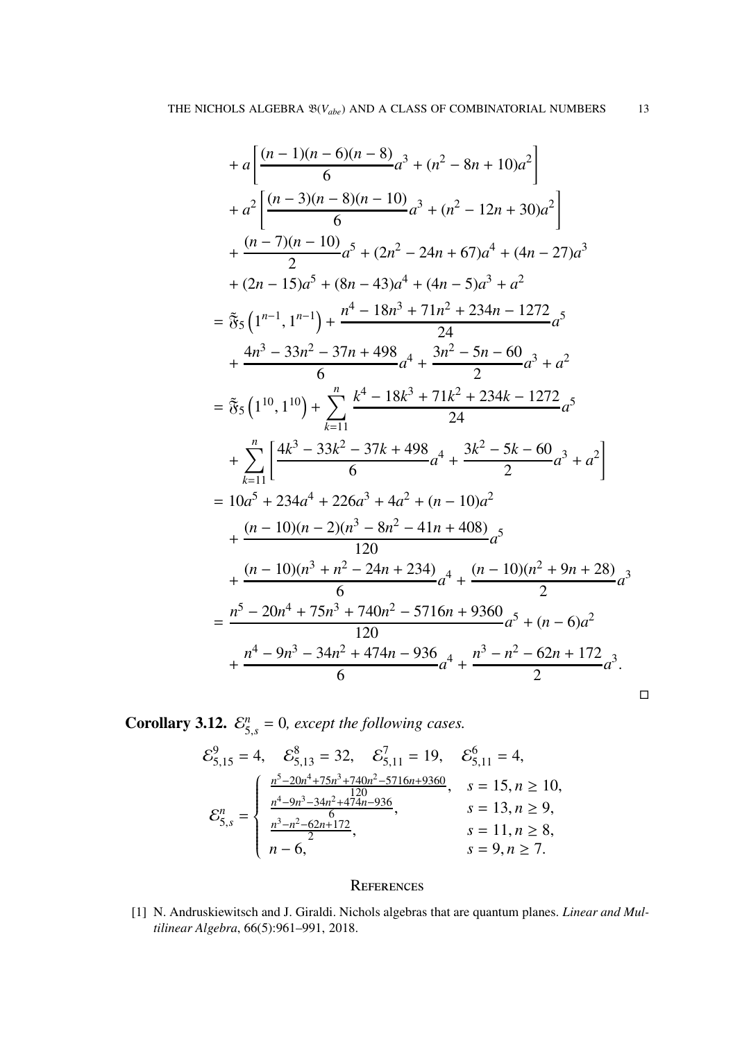$$
\begin{aligned}
&+ a\left[\frac{(n-1)(n-6)(n-8)}{6}a^3 + (n^2-8n+10)a^2\right] \\
&+ a^2\left[\frac{(n-3)(n-8)(n-10)}{6}a^3 + (n^2-12n+30)a^2\right] \\
&+ \frac{(n-7)(n-10)}{2}a^5 + (2n^2-24n+67)a^4 + (4n-27)a^3 \\
&+ (2n-15)a^5 + (8n-43)a^4 + (4n-5)a^3 + a^2 \\
=\ & \tilde{\mathfrak{F}}_5\left(1^{n-1}, 1^{n-1}\right) + \frac{n^4-18n^3+71n^2+234n-1272}{24}a^5 \\
&+ \frac{4n^3-33n^2-37n+498}{6}a^4 + \frac{3n^2-5n-60}{2}a^3 + a^2 \\
=\ & \tilde{\mathfrak{F}}_5\left(1^{10}, 1^{10}\right) + \sum_{k=11}^{n} \frac{k^4-18k^3+71k^2+234k-1272}{24}a^5 \\
&+ \sum_{k=11}^{n}\left[\frac{4k^3-33k^2-37k+498}{6}a^4 + \frac{3k^2-5k-60}{2}a^3 + a^2\right] \\
=\ & 10a^5 + 234a^4 + 226a^3 + 4a^2 + (n-10)a^2 \\
&+ \frac{(n-10)(n-2)(n^3-8n^2-41n+408)}{120}a^5 \\
&+ \frac{(n-10)(n^3+n^2-24n+234)}{6}a^4 + \frac{(n-10)(n^2+9n+28)}{2}a^3 \\
=\ & \frac{n^5-20n^4+75n^3+740n^2-5716n+9360}{120}a^5 + (n-6)a^2 \\
&+ \frac{n^4-9n^3-34n^2+474n-936}{6}a^4 + \frac{n^3-n^2-62n+172}{2}a^3.
\end{aligned}
$$

□

**Corollary 3.12.** *$\mathcal{E}_{5,s}^n = 0$, except the following cases.*

$$
\mathcal{E}_{5,15}^9 = 4, \quad \mathcal{E}_{5,13}^8 = 32, \quad \mathcal{E}_{5,11}^7 = 19, \quad \mathcal{E}_{5,11}^6 = 4,
$$

$$
\mathcal{E}_{5,s}^n = \begin{cases} \frac{n^5-20n^4+75n^3+740n^2-5716n+9360}{120}, & s = 15, n \geq 10, \\ \frac{n^4-9n^3-34n^2+474n-936}{6}, & s = 13, n \geq 9, \\ \frac{n^3-n^2-62n+172}{2}, & s = 11, n \geq 8, \\ n-6, & s = 9, n \geq 7. \end{cases}
$$

## References

[1] N. Andruskiewitsch and J. Giraldi. Nichols algebras that are quantum planes. *Linear and Multilinear Algebra*, 66(5):961–991, 2018.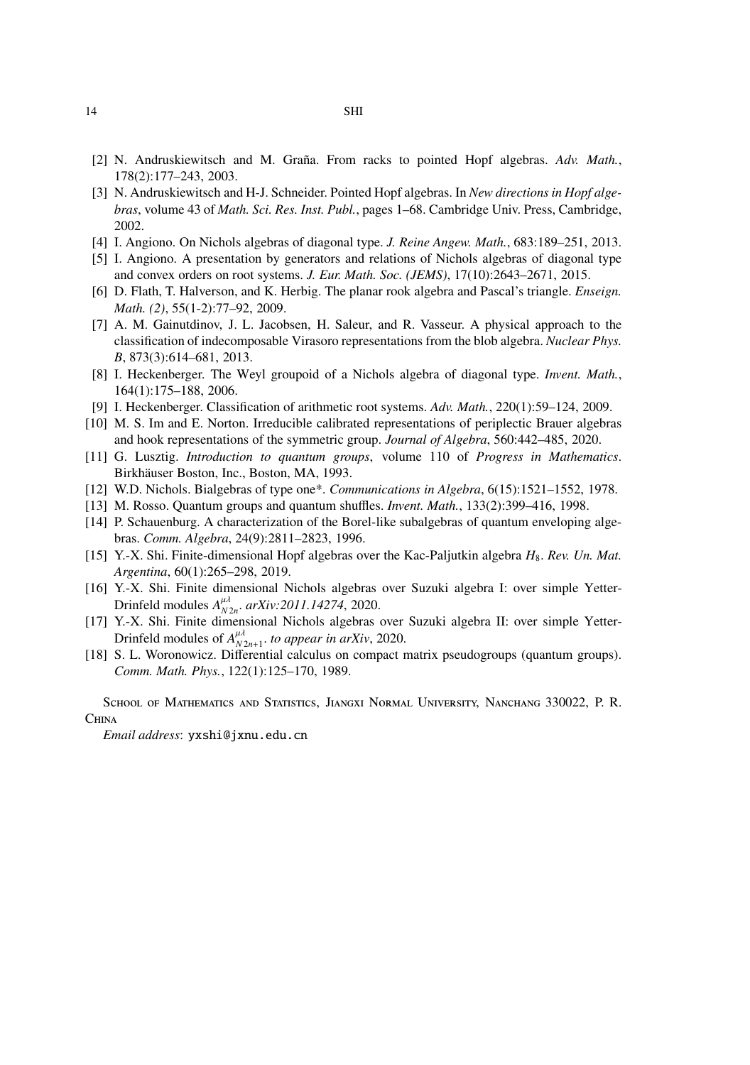[2] N. Andruskiewitsch and M. Graña. From racks to pointed Hopf algebras. *Adv. Math.*, 178(2):177–243, 2003.

[3] N. Andruskiewitsch and H-J. Schneider. Pointed Hopf algebras. In *New directions in Hopf algebras*, volume 43 of *Math. Sci. Res. Inst. Publ.*, pages 1–68. Cambridge Univ. Press, Cambridge, 2002.

[4] I. Angiono. On Nichols algebras of diagonal type. *J. Reine Angew. Math.*, 683:189–251, 2013.

[5] I. Angiono. A presentation by generators and relations of Nichols algebras of diagonal type and convex orders on root systems. *J. Eur. Math. Soc. (JEMS)*, 17(10):2643–2671, 2015.

[6] D. Flath, T. Halverson, and K. Herbig. The planar rook algebra and Pascal's triangle. *Enseign. Math. (2)*, 55(1-2):77–92, 2009.

[7] A. M. Gainutdinov, J. L. Jacobsen, H. Saleur, and R. Vasseur. A physical approach to the classification of indecomposable Virasoro representations from the blob algebra. *Nuclear Phys. B*, 873(3):614–681, 2013.

[8] I. Heckenberger. The Weyl groupoid of a Nichols algebra of diagonal type. *Invent. Math.*, 164(1):175–188, 2006.

[9] I. Heckenberger. Classification of arithmetic root systems. *Adv. Math.*, 220(1):59–124, 2009.

[10] M. S. Im and E. Norton. Irreducible calibrated representations of periplectic Brauer algebras and hook representations of the symmetric group. *Journal of Algebra*, 560:442–485, 2020.

[11] G. Lusztig. *Introduction to quantum groups*, volume 110 of *Progress in Mathematics*. Birkhäuser Boston, Inc., Boston, MA, 1993.

[12] W.D. Nichols. Bialgebras of type one*. *Communications in Algebra*, 6(15):1521–1552, 1978.

[13] M. Rosso. Quantum groups and quantum shuffles. *Invent. Math.*, 133(2):399–416, 1998.

[14] P. Schauenburg. A characterization of the Borel-like subalgebras of quantum enveloping algebras. *Comm. Algebra*, 24(9):2811–2823, 1996.

[15] Y.-X. Shi. Finite-dimensional Hopf algebras over the Kac-Paljutkin algebra $H_8$. *Rev. Un. Mat. Argentina*, 60(1):265–298, 2019.

[16] Y.-X. Shi. Finite dimensional Nichols algebras over Suzuki algebra I: over simple Yetter-Drinfeld modules $A_{N\,2n}^{\mu\lambda}$. *arXiv:2011.14274*, 2020.

[17] Y.-X. Shi. Finite dimensional Nichols algebras over Suzuki algebra II: over simple Yetter-Drinfeld modules of $A_{N\,2n+1}^{\mu\lambda}$. *to appear in arXiv*, 2020.

[18] S. L. Woronowicz. Differential calculus on compact matrix pseudogroups (quantum groups). *Comm. Math. Phys.*, 122(1):125–170, 1989.

School of Mathematics and Statistics, Jiangxi Normal University, Nanchang 330022, P. R. China

*Email address*: yxshi@jxnu.edu.cn